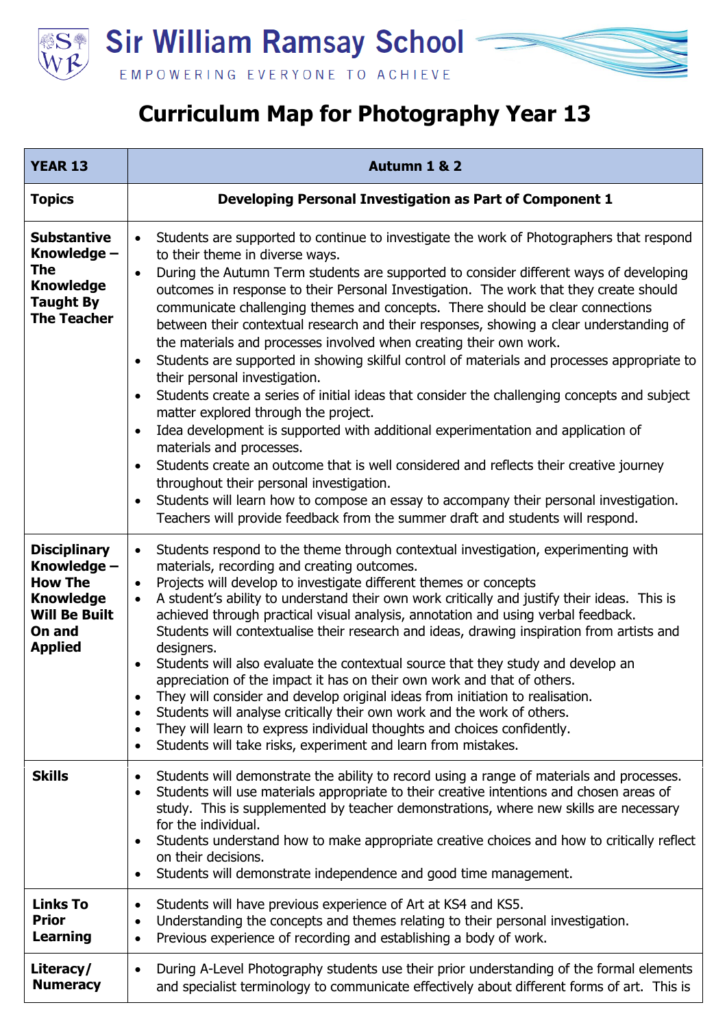# Sir William Ramsay School

EMPOWERING EVERYONE TO ACHIEVE

## Curriculum Map for Photography Year 13

| YEAR 13 | Autumn 1 & 2 |
|---|---|
| **Topics** | **Developing Personal Investigation as Part of Component 1** |
| **Substantive Knowledge – The Knowledge Taught By The Teacher** | • Students are supported to continue to investigate the work of Photographers that respond to their theme in diverse ways.<br>• During the Autumn Term students are supported to consider different ways of developing outcomes in response to their Personal Investigation. The work that they create should communicate challenging themes and concepts. There should be clear connections between their contextual research and their responses, showing a clear understanding of the materials and processes involved when creating their own work.<br>• Students are supported in showing skilful control of materials and processes appropriate to their personal investigation.<br>• Students create a series of initial ideas that consider the challenging concepts and subject matter explored through the project.<br>• Idea development is supported with additional experimentation and application of materials and processes.<br>• Students create an outcome that is well considered and reflects their creative journey throughout their personal investigation.<br>• Students will learn how to compose an essay to accompany their personal investigation. Teachers will provide feedback from the summer draft and students will respond. |
| **Disciplinary Knowledge – How The Knowledge Will Be Built On and Applied** | • Students respond to the theme through contextual investigation, experimenting with materials, recording and creating outcomes.<br>• Projects will develop to investigate different themes or concepts<br>• A student's ability to understand their own work critically and justify their ideas. This is achieved through practical visual analysis, annotation and using verbal feedback. Students will contextualise their research and ideas, drawing inspiration from artists and designers.<br>• Students will also evaluate the contextual source that they study and develop an appreciation of the impact it has on their own work and that of others.<br>• They will consider and develop original ideas from initiation to realisation.<br>• Students will analyse critically their own work and the work of others.<br>• They will learn to express individual thoughts and choices confidently.<br>• Students will take risks, experiment and learn from mistakes. |
| **Skills** | • Students will demonstrate the ability to record using a range of materials and processes.<br>• Students will use materials appropriate to their creative intentions and chosen areas of study. This is supplemented by teacher demonstrations, where new skills are necessary for the individual.<br>• Students understand how to make appropriate creative choices and how to critically reflect on their decisions.<br>• Students will demonstrate independence and good time management. |
| **Links To Prior Learning** | • Students will have previous experience of Art at KS4 and KS5.<br>• Understanding the concepts and themes relating to their personal investigation.<br>• Previous experience of recording and establishing a body of work. |
| **Literacy/ Numeracy** | • During A-Level Photography students use their prior understanding of the formal elements and specialist terminology to communicate effectively about different forms of art. This is |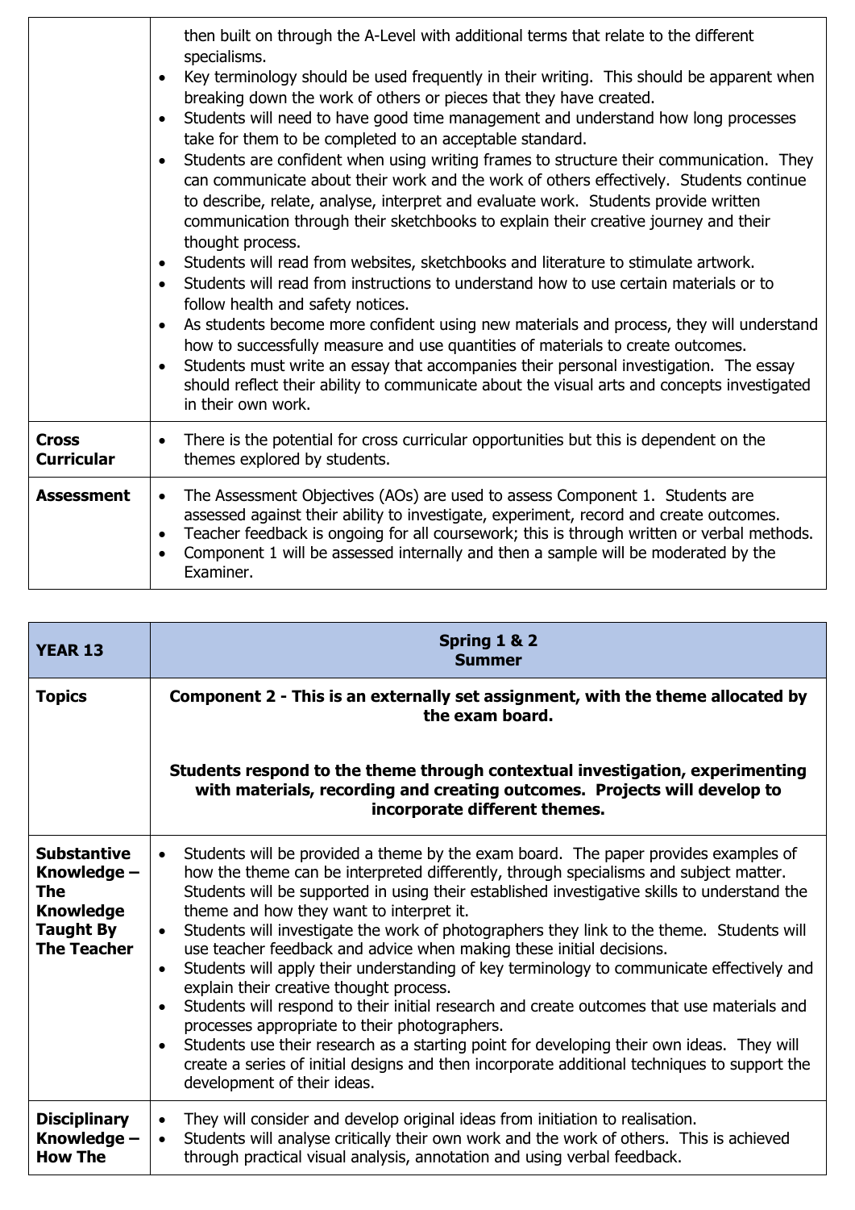| | |
|---|---|
| | <ul><li>then built on through the A-Level with additional terms that relate to the different specialisms.</li><li>Key terminology should be used frequently in their writing. This should be apparent when breaking down the work of others or pieces that they have created.</li><li>Students will need to have good time management and understand how long processes take for them to be completed to an acceptable standard.</li><li>Students are confident when using writing frames to structure their communication. They can communicate about their work and the work of others effectively. Students continue to describe, relate, analyse, interpret and evaluate work. Students provide written communication through their sketchbooks to explain their creative journey and their thought process.</li><li>Students will read from websites, sketchbooks and literature to stimulate artwork.</li><li>Students will read from instructions to understand how to use certain materials or to follow health and safety notices.</li><li>As students become more confident using new materials and process, they will understand how to successfully measure and use quantities of materials to create outcomes.</li><li>Students must write an essay that accompanies their personal investigation. The essay should reflect their ability to communicate about the visual arts and concepts investigated in their own work.</li></ul> |
| **Cross Curricular** | <ul><li>There is the potential for cross curricular opportunities but this is dependent on the themes explored by students.</li></ul> |
| **Assessment** | <ul><li>The Assessment Objectives (AOs) are used to assess Component 1. Students are assessed against their ability to investigate, experiment, record and create outcomes.</li><li>Teacher feedback is ongoing for all coursework; this is through written or verbal methods.</li><li>Component 1 will be assessed internally and then a sample will be moderated by the Examiner.</li></ul> |

| **YEAR 13** | **Spring 1 & 2<br>Summer** |
|---|---|
| **Topics** | **Component 2 - This is an externally set assignment, with the theme allocated by the exam board.**<br><br>**Students respond to the theme through contextual investigation, experimenting with materials, recording and creating outcomes. Projects will develop to incorporate different themes.** |
| **Substantive Knowledge – The Knowledge Taught By The Teacher** | <ul><li>Students will be provided a theme by the exam board. The paper provides examples of how the theme can be interpreted differently, through specialisms and subject matter. Students will be supported in using their established investigative skills to understand the theme and how they want to interpret it.</li><li>Students will investigate the work of photographers they link to the theme. Students will use teacher feedback and advice when making these initial decisions.</li><li>Students will apply their understanding of key terminology to communicate effectively and explain their creative thought process.</li><li>Students will respond to their initial research and create outcomes that use materials and processes appropriate to their photographers.</li><li>Students use their research as a starting point for developing their own ideas. They will create a series of initial designs and then incorporate additional techniques to support the development of their ideas.</li></ul> |
| **Disciplinary Knowledge – How The** | <ul><li>They will consider and develop original ideas from initiation to realisation.</li><li>Students will analyse critically their own work and the work of others. This is achieved through practical visual analysis, annotation and using verbal feedback.</li></ul> |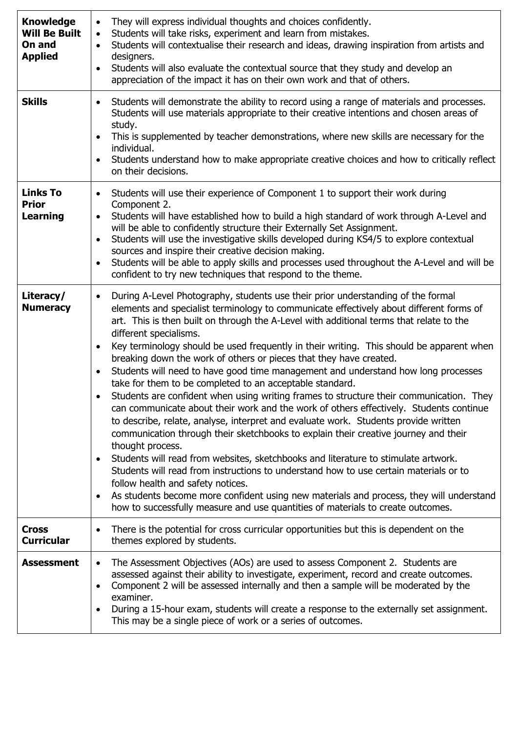| | |
|---|---|
| **Knowledge Will Be Built On and Applied** | • They will express individual thoughts and choices confidently.<br>• Students will take risks, experiment and learn from mistakes.<br>• Students will contextualise their research and ideas, drawing inspiration from artists and designers.<br>• Students will also evaluate the contextual source that they study and develop an appreciation of the impact it has on their own work and that of others. |
| **Skills** | • Students will demonstrate the ability to record using a range of materials and processes. Students will use materials appropriate to their creative intentions and chosen areas of study.<br>• This is supplemented by teacher demonstrations, where new skills are necessary for the individual.<br>• Students understand how to make appropriate creative choices and how to critically reflect on their decisions. |
| **Links To Prior Learning** | • Students will use their experience of Component 1 to support their work during Component 2.<br>• Students will have established how to build a high standard of work through A-Level and will be able to confidently structure their Externally Set Assignment.<br>• Students will use the investigative skills developed during KS4/5 to explore contextual sources and inspire their creative decision making.<br>• Students will be able to apply skills and processes used throughout the A-Level and will be confident to try new techniques that respond to the theme. |
| **Literacy/ Numeracy** | • During A-Level Photography, students use their prior understanding of the formal elements and specialist terminology to communicate effectively about different forms of art. This is then built on through the A-Level with additional terms that relate to the different specialisms.<br>• Key terminology should be used frequently in their writing. This should be apparent when breaking down the work of others or pieces that they have created.<br>• Students will need to have good time management and understand how long processes take for them to be completed to an acceptable standard.<br>• Students are confident when using writing frames to structure their communication. They can communicate about their work and the work of others effectively. Students continue to describe, relate, analyse, interpret and evaluate work. Students provide written communication through their sketchbooks to explain their creative journey and their thought process.<br>• Students will read from websites, sketchbooks and literature to stimulate artwork. Students will read from instructions to understand how to use certain materials or to follow health and safety notices.<br>• As students become more confident using new materials and process, they will understand how to successfully measure and use quantities of materials to create outcomes. |
| **Cross Curricular** | • There is the potential for cross curricular opportunities but this is dependent on the themes explored by students. |
| **Assessment** | • The Assessment Objectives (AOs) are used to assess Component 2. Students are assessed against their ability to investigate, experiment, record and create outcomes.<br>• Component 2 will be assessed internally and then a sample will be moderated by the examiner.<br>• During a 15-hour exam, students will create a response to the externally set assignment. This may be a single piece of work or a series of outcomes. |